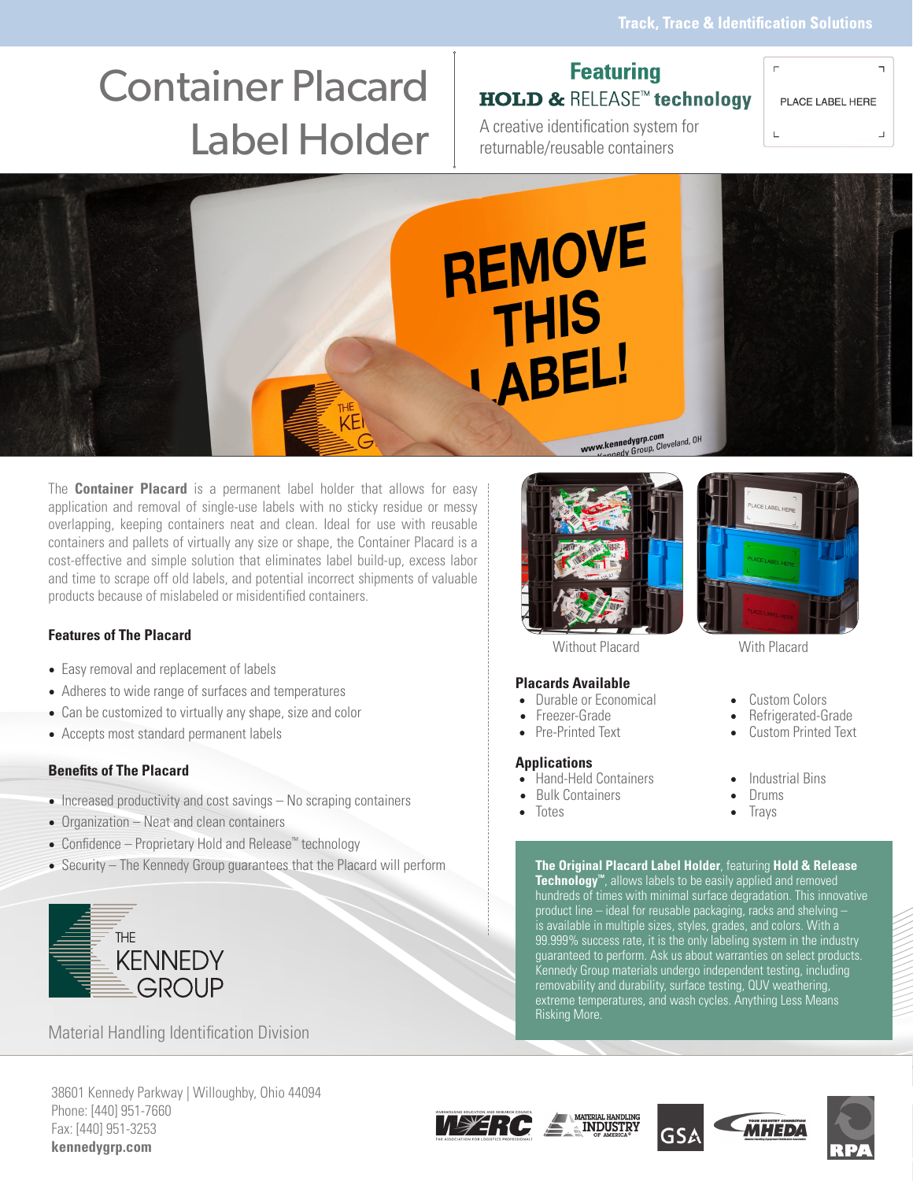Track, Trace & Identification Solutions

# Container Placard Label Holder

## Featuring HOLD & RELEASE™ technology

A creative identification system for returnable/reusable containers

The **Container Placard** is a permanent label holder that allows for easy application and removal of single-use labels with no sticky residue or messy overlapping, keeping containers neat and clean. Ideal for use with reusable containers and pallets of virtually any size or shape, the Container Placard is a cost-effective and simple solution that eliminates label build-up, excess labor and time to scrape off old labels, and potential incorrect shipments of valuable products because of mislabeled or misidentified containers.

### Features of The Placard

- Easy removal and replacement of labels
- Adheres to wide range of surfaces and temperatures
- Can be customized to virtually any shape, size and color
- Accepts most standard permanent labels

### Benefits of The Placard

- Increased productivity and cost savings – No scraping containers
- Organization – Neat and clean containers
- Confidence – Proprietary Hold and Release™ technology
- Security – The Kennedy Group guarantees that the Placard will perform

Without Placard

With Placard

### Placards Available

- Durable or Economical
- Freezer-Grade
- Pre-Printed Text
- Custom Colors
- Refrigerated-Grade
- Custom Printed Text

### Applications

- Hand-Held Containers
- Bulk Containers
- Totes
- Industrial Bins
- Drums
- Trays

**The Original Placard Label Holder**, featuring **Hold & Release Technology™**, allows labels to be easily applied and removed hundreds of times with minimal surface degradation. This innovative product line – ideal for reusable packaging, racks and shelving – is available in multiple sizes, styles, grades, and colors. With a 99.999% success rate, it is the only labeling system in the industry guaranteed to perform. Ask us about warranties on select products. Kennedy Group materials undergo independent testing, including removability and durability, surface testing, QUV weathering, extreme temperatures, and wash cycles. Anything Less Means Risking More.

THE KENNEDY GROUP

Material Handling Identification Division

38601 Kennedy Parkway | Willoughby, Ohio 44094
Phone: [440] 951-7660
Fax: [440] 951-3253
**kennedygrp.com**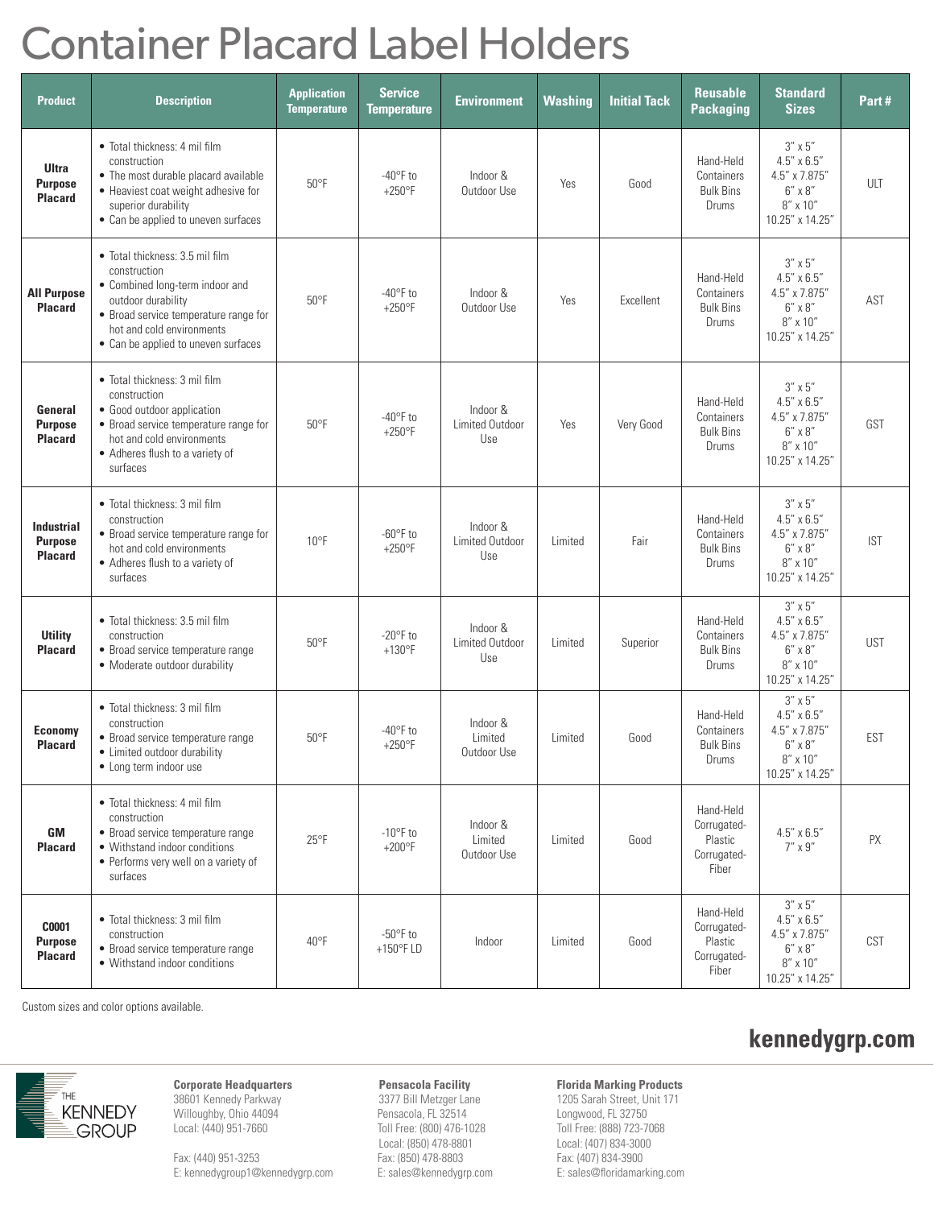# Container Placard Label Holders

| Product | Description | Application Temperature | Service Temperature | Environment | Washing | Initial Tack | Reusable Packaging | Standard Sizes | Part # |
|---|---|---|---|---|---|---|---|---|---|
| **Ultra Purpose Placard** | • Total thickness: 4 mil film construction<br>• The most durable placard available<br>• Heaviest coat weight adhesive for superior durability<br>• Can be applied to uneven surfaces | 50°F | -40°F to +250°F | Indoor & Outdoor Use | Yes | Good | Hand-Held Containers Bulk Bins Drums | 3″ x 5″<br>4.5″ x 6.5″<br>4.5″ x 7.875″<br>6″ x 8″<br>8″ x 10″<br>10.25″ x 14.25″ | ULT |
| **All Purpose Placard** | • Total thickness: 3.5 mil film construction<br>• Combined long-term indoor and outdoor durability<br>• Broad service temperature range for hot and cold environments<br>• Can be applied to uneven surfaces | 50°F | -40°F to +250°F | Indoor & Outdoor Use | Yes | Excellent | Hand-Held Containers Bulk Bins Drums | 3″ x 5″<br>4.5″ x 6.5″<br>4.5″ x 7.875″<br>6″ x 8″<br>8″ x 10″<br>10.25″ x 14.25″ | AST |
| **General Purpose Placard** | • Total thickness: 3 mil film construction<br>• Good outdoor application<br>• Broad service temperature range for hot and cold environments<br>• Adheres flush to a variety of surfaces | 50°F | -40°F to +250°F | Indoor & Limited Outdoor Use | Yes | Very Good | Hand-Held Containers Bulk Bins Drums | 3″ x 5″<br>4.5″ x 6.5″<br>4.5″ x 7.875″<br>6″ x 8″<br>8″ x 10″<br>10.25″ x 14.25″ | GST |
| **Industrial Purpose Placard** | • Total thickness: 3 mil film construction<br>• Broad service temperature range for hot and cold environments<br>• Adheres flush to a variety of surfaces | 10°F | -60°F to +250°F | Indoor & Limited Outdoor Use | Limited | Fair | Hand-Held Containers Bulk Bins Drums | 3″ x 5″<br>4.5″ x 6.5″<br>4.5″ x 7.875″<br>6″ x 8″<br>8″ x 10″<br>10.25″ x 14.25″ | IST |
| **Utility Placard** | • Total thickness: 3.5 mil film construction<br>• Broad service temperature range<br>• Moderate outdoor durability | 50°F | -20°F to +130°F | Indoor & Limited Outdoor Use | Limited | Superior | Hand-Held Containers Bulk Bins Drums | 3″ x 5″<br>4.5″ x 6.5″<br>4.5″ x 7.875″<br>6″ x 8″<br>8″ x 10″<br>10.25″ x 14.25″ | UST |
| **Economy Placard** | • Total thickness: 3 mil film construction<br>• Broad service temperature range<br>• Limited outdoor durability<br>• Long term indoor use | 50°F | -40°F to +250°F | Indoor & Limited Outdoor Use | Limited | Good | Hand-Held Containers Bulk Bins Drums | 3″ x 5″<br>4.5″ x 6.5″<br>4.5″ x 7.875″<br>6″ x 8″<br>8″ x 10″<br>10.25″ x 14.25″ | EST |
| **GM Placard** | • Total thickness: 4 mil film construction<br>• Broad service temperature range<br>• Withstand indoor conditions<br>• Performs very well on a variety of surfaces | 25°F | -10°F to +200°F | Indoor & Limited Outdoor Use | Limited | Good | Hand-Held Corrugated-Plastic Corrugated-Fiber | 4.5″ x 6.5″<br>7″ x 9″ | PX |
| **C0001 Purpose Placard** | • Total thickness: 3 mil film construction<br>• Broad service temperature range<br>• Withstand indoor conditions | 40°F | -50°F to +150°F LD | Indoor | Limited | Good | Hand-Held Corrugated-Plastic Corrugated-Fiber | 3″ x 5″<br>4.5″ x 6.5″<br>4.5″ x 7.875″<br>6″ x 8″<br>8″ x 10″<br>10.25″ x 14.25″ | CST |

Custom sizes and color options available.

**kennedygrp.com**

THE KENNEDY GROUP

**Corporate Headquarters**
38601 Kennedy Parkway
Willoughby, Ohio 44094
Local: (440) 951-7660

Fax: (440) 951-3253
E: kennedygroup1@kennedygrp.com

**Pensacola Facility**
3377 Bill Metzger Lane
Pensacola, FL 32514
Toll Free: (800) 476-1028
Local: (850) 478-8801
Fax: (850) 478-8803
E: sales@kennedygrp.com

**Florida Marking Products**
1205 Sarah Street, Unit 171
Longwood, FL 32750
Toll Free: (888) 723-7068
Local: (407) 834-3000
Fax: (407) 834-3900
E: sales@floridamarking.com